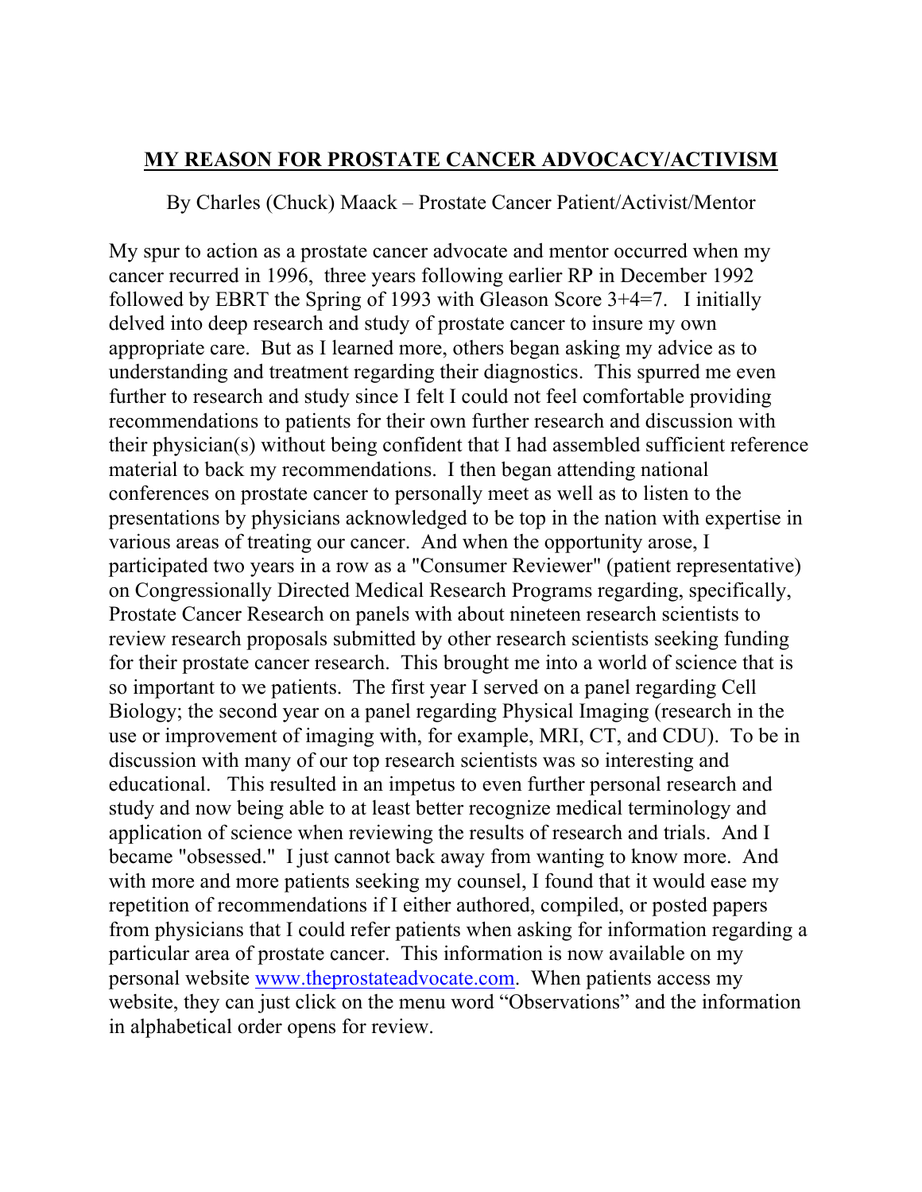# MY REASON FOR PROSTATE CANCER ADVOCACY/ACTIVISM

By Charles (Chuck) Maack – Prostate Cancer Patient/Activist/Mentor

My spur to action as a prostate cancer advocate and mentor occurred when my cancer recurred in 1996, three years following earlier RP in December 1992 followed by EBRT the Spring of 1993 with Gleason Score 3+4=7. I initially delved into deep research and study of prostate cancer to insure my own appropriate care. But as I learned more, others began asking my advice as to understanding and treatment regarding their diagnostics. This spurred me even further to research and study since I felt I could not feel comfortable providing recommendations to patients for their own further research and discussion with their physician(s) without being confident that I had assembled sufficient reference material to back my recommendations. I then began attending national conferences on prostate cancer to personally meet as well as to listen to the presentations by physicians acknowledged to be top in the nation with expertise in various areas of treating our cancer. And when the opportunity arose, I participated two years in a row as a "Consumer Reviewer" (patient representative) on Congressionally Directed Medical Research Programs regarding, specifically, Prostate Cancer Research on panels with about nineteen research scientists to review research proposals submitted by other research scientists seeking funding for their prostate cancer research. This brought me into a world of science that is so important to we patients. The first year I served on a panel regarding Cell Biology; the second year on a panel regarding Physical Imaging (research in the use or improvement of imaging with, for example, MRI, CT, and CDU). To be in discussion with many of our top research scientists was so interesting and educational. This resulted in an impetus to even further personal research and study and now being able to at least better recognize medical terminology and application of science when reviewing the results of research and trials. And I became "obsessed." I just cannot back away from wanting to know more. And with more and more patients seeking my counsel, I found that it would ease my repetition of recommendations if I either authored, compiled, or posted papers from physicians that I could refer patients when asking for information regarding a particular area of prostate cancer. This information is now available on my personal website www.theprostateadvocate.com. When patients access my website, they can just click on the menu word "Observations" and the information in alphabetical order opens for review.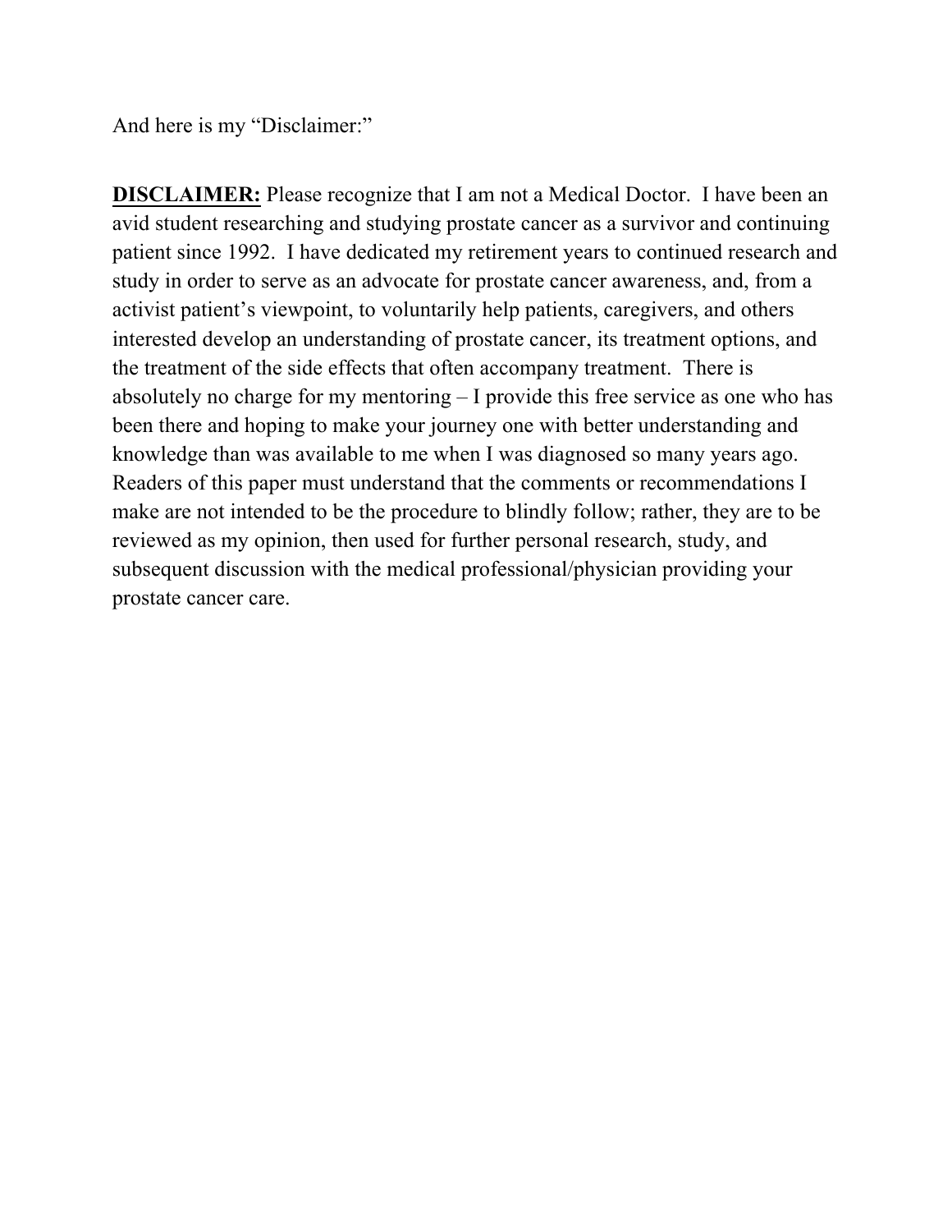And here is my "Disclaimer:"

**DISCLAIMER:** Please recognize that I am not a Medical Doctor. I have been an avid student researching and studying prostate cancer as a survivor and continuing patient since 1992. I have dedicated my retirement years to continued research and study in order to serve as an advocate for prostate cancer awareness, and, from a activist patient's viewpoint, to voluntarily help patients, caregivers, and others interested develop an understanding of prostate cancer, its treatment options, and the treatment of the side effects that often accompany treatment. There is absolutely no charge for my mentoring – I provide this free service as one who has been there and hoping to make your journey one with better understanding and knowledge than was available to me when I was diagnosed so many years ago. Readers of this paper must understand that the comments or recommendations I make are not intended to be the procedure to blindly follow; rather, they are to be reviewed as my opinion, then used for further personal research, study, and subsequent discussion with the medical professional/physician providing your prostate cancer care.